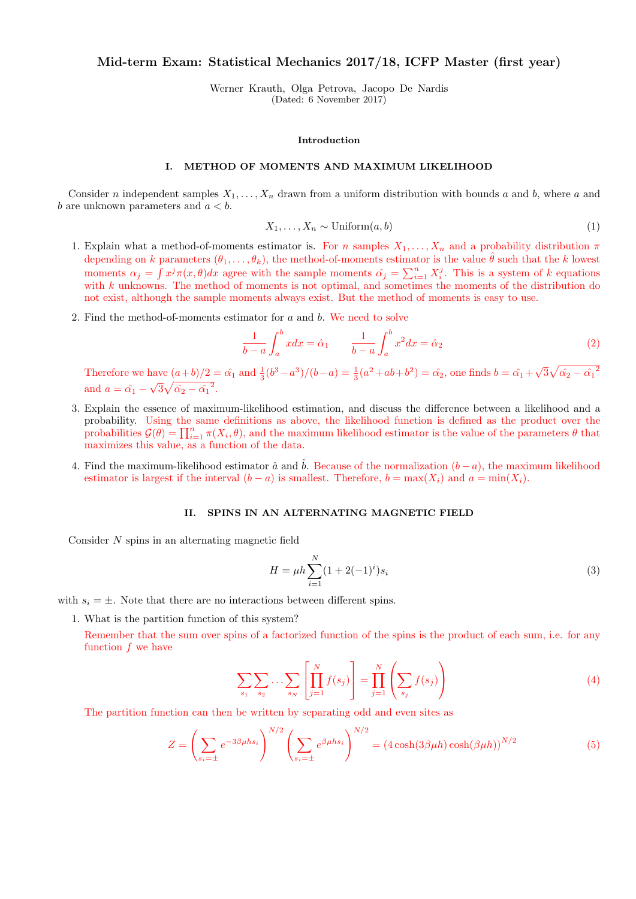# Mid-term Exam: Statistical Mechanics 2017/18, ICFP Master (first year)

Werner Krauth, Olga Petrova, Jacopo De Nardis
(Dated: 6 November 2017)

### Introduction

## I. METHOD OF MOMENTS AND MAXIMUM LIKELIHOOD

Consider $n$ independent samples $X_1, \ldots, X_n$ drawn from a uniform distribution with bounds $a$ and $b$, where $a$ and $b$ are unknown parameters and $a < b$.

$$X_1, \ldots, X_n \sim \text{Uniform}(a, b) \tag{1}$$

1. Explain what a method-of-moments estimator is. For $n$ samples $X_1, \ldots, X_n$ and a probability distribution $\pi$ depending on $k$ parameters $(\theta_1, \ldots, \theta_k)$, the method-of-moments estimator is the value $\hat{\theta}$ such that the $k$ lowest moments $\alpha_j = \int x^j \pi(x, \theta) dx$ agree with the sample moments $\hat{\alpha_j} = \sum_{i=1}^n X_i^j$. This is a system of $k$ equations with $k$ unknowns. The method of moments is not optimal, and sometimes the moments of the distribution do not exist, although the sample moments always exist. But the method of moments is easy to use.

2. Find the method-of-moments estimator for $a$ and $b$. We need to solve

$$\frac{1}{b-a}\int_a^b x dx = \hat{\alpha}_1 \qquad \frac{1}{b-a}\int_a^b x^2 dx = \hat{\alpha}_2 \tag{2}$$

Therefore we have $(a+b)/2 = \hat{\alpha_1}$ and $\frac{1}{3}(b^3 - a^3)/(b-a) = \frac{1}{3}(a^2 + ab + b^2) = \hat{\alpha_2}$, one finds $b = \hat{\alpha_1} + \sqrt{3}\sqrt{\hat{\alpha_2} - \hat{\alpha_1}^2}$ and $a = \hat{\alpha_1} - \sqrt{3}\sqrt{\hat{\alpha_2} - \hat{\alpha_1}^2}$.

3. Explain the essence of maximum-likelihood estimation, and discuss the difference between a likelihood and a probability. Using the same definitions as above, the likelihood function is defined as the product over the probabilities $\mathcal{G}(\theta) = \prod_{i=1}^n \pi(X_i, \theta)$, and the maximum likelihood estimator is the value of the parameters $\theta$ that maximizes this value, as a function of the data.

4. Find the maximum-likelihood estimator $\hat{a}$ and $\hat{b}$. Because of the normalization $(b-a)$, the maximum likelihood estimator is largest if the interval $(b-a)$ is smallest. Therefore, $b = \max(X_i)$ and $a = \min(X_i)$.

## II. SPINS IN AN ALTERNATING MAGNETIC FIELD

Consider $N$ spins in an alternating magnetic field

$$H = \mu h \sum_{i=1}^{N} (1 + 2(-1)^i) s_i \tag{3}$$

with $s_i = \pm$. Note that there are no interactions between different spins.

1. What is the partition function of this system?

Remember that the sum over spins of a factorized function of the spins is the product of each sum, i.e. for any function $f$ we have

$$\sum_{s_1}\sum_{s_2}\cdots\sum_{s_N}\left[\prod_{j=1}^N f(s_j)\right] = \prod_{j=1}^N \left(\sum_{s_j} f(s_j)\right) \tag{4}$$

The partition function can then be written by separating odd and even sites as

$$Z = \left(\sum_{s_i=\pm} e^{-3\beta\mu h s_i}\right)^{N/2} \left(\sum_{s_i=\pm} e^{\beta\mu h s_i}\right)^{N/2} = \left(4\cosh(3\beta\mu h)\cosh(\beta\mu h)\right)^{N/2} \tag{5}$$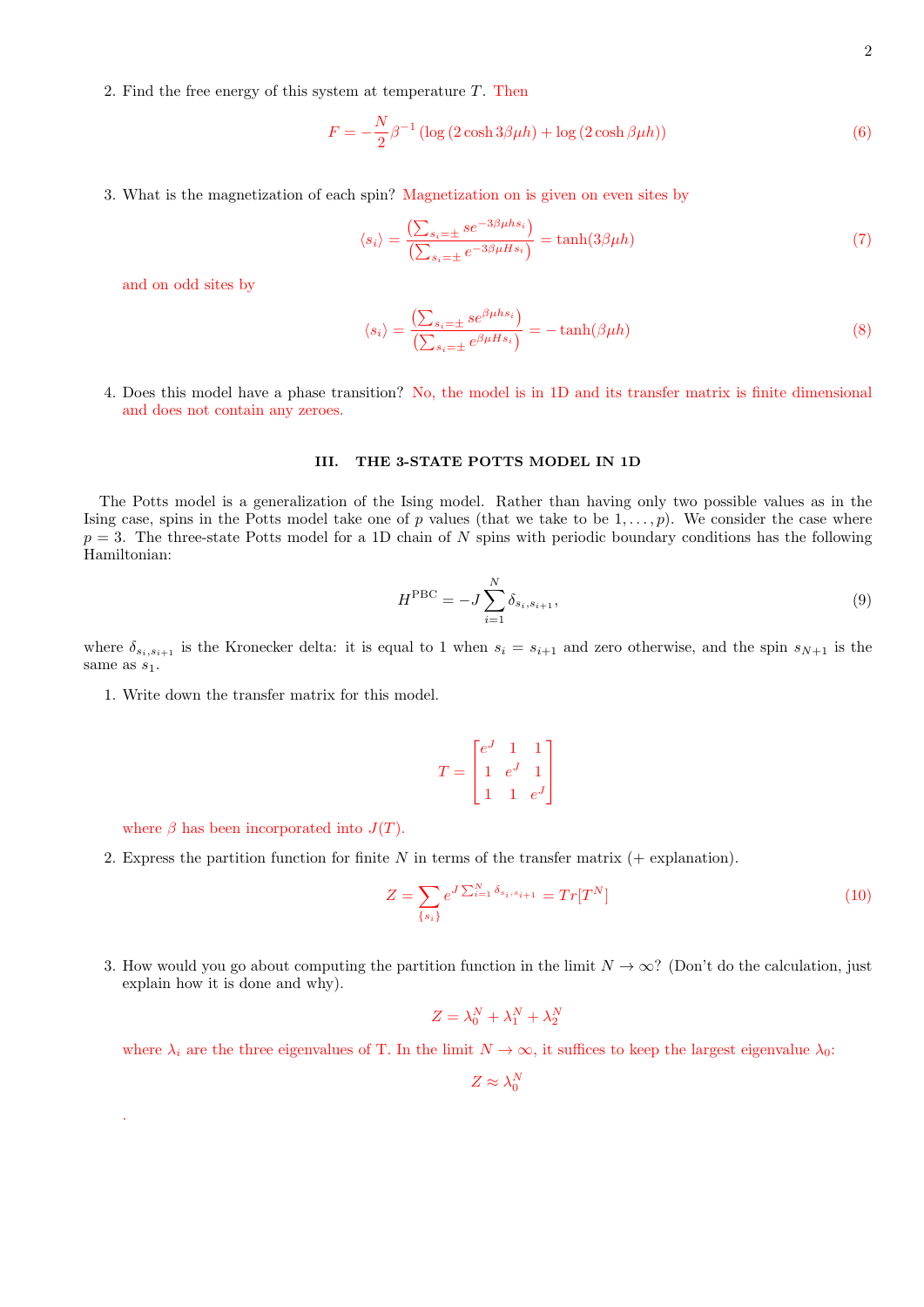2. Find the free energy of this system at temperature $T$. Then

$$F = -\frac{N}{2}\beta^{-1}\left(\log\left(2\cosh 3\beta\mu h\right) + \log\left(2\cosh\beta\mu h\right)\right) \tag{6}$$

3. What is the magnetization of each spin? Magnetization on is given on even sites by

$$\langle s_i \rangle = \frac{\left(\sum_{s_i=\pm} s e^{-3\beta\mu h s_i}\right)}{\left(\sum_{s_i=\pm} e^{-3\beta\mu H s_i}\right)} = \tanh(3\beta\mu h) \tag{7}$$

and on odd sites by

$$\langle s_i \rangle = \frac{\left(\sum_{s_i=\pm} s e^{\beta\mu h s_i}\right)}{\left(\sum_{s_i=\pm} e^{\beta\mu H s_i}\right)} = -\tanh(\beta\mu h) \tag{8}$$

4. Does this model have a phase transition? No, the model is in 1D and its transfer matrix is finite dimensional and does not contain any zeroes.

## III. THE 3-STATE POTTS MODEL IN 1D

The Potts model is a generalization of the Ising model. Rather than having only two possible values as in the Ising case, spins in the Potts model take one of $p$ values (that we take to be $1, \ldots, p$). We consider the case where $p = 3$. The three-state Potts model for a 1D chain of $N$ spins with periodic boundary conditions has the following Hamiltonian:

$$H^{\text{PBC}} = -J\sum_{i=1}^{N} \delta_{s_i, s_{i+1}}, \tag{9}$$

where $\delta_{s_i, s_{i+1}}$ is the Kronecker delta: it is equal to 1 when $s_i = s_{i+1}$ and zero otherwise, and the spin $s_{N+1}$ is the same as $s_1$.

1. Write down the transfer matrix for this model.

$$T = \begin{bmatrix} e^J & 1 & 1 \\ 1 & e^J & 1 \\ 1 & 1 & e^J \end{bmatrix}$$

where $\beta$ has been incorporated into $J(T)$.

2. Express the partition function for finite $N$ in terms of the transfer matrix (+ explanation).

$$Z = \sum_{\{s_i\}} e^{J\sum_{i=1}^{N}\delta_{s_i, s_{i+1}}} = Tr[T^N] \tag{10}$$

3. How would you go about computing the partition function in the limit $N \to \infty$? (Don't do the calculation, just explain how it is done and why).

$$Z = \lambda_0^N + \lambda_1^N + \lambda_2^N$$

where $\lambda_i$ are the three eigenvalues of T. In the limit $N \to \infty$, it suffices to keep the largest eigenvalue $\lambda_0$:

$$Z \approx \lambda_0^N$$

.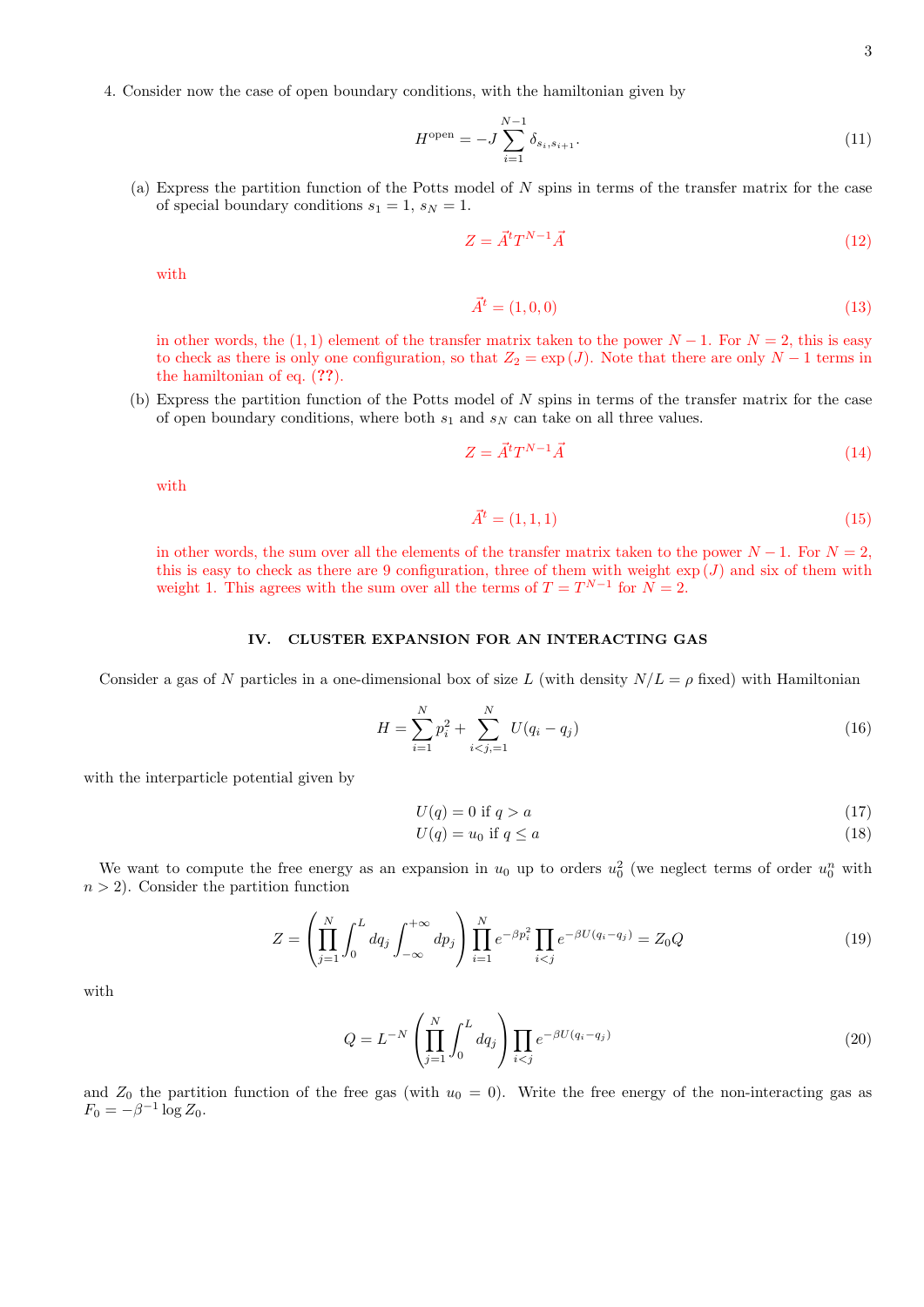4. Consider now the case of open boundary conditions, with the hamiltonian given by

$$H^{\text{open}} = -J \sum_{i=1}^{N-1} \delta_{s_i, s_{i+1}}. \tag{11}$$

   (a) Express the partition function of the Potts model of $N$ spins in terms of the transfer matrix for the case of special boundary conditions $s_1 = 1$, $s_N = 1$.

$$Z = \vec{A}^t T^{N-1} \vec{A} \tag{12}$$

   with

$$\vec{A}^t = (1, 0, 0) \tag{13}$$

   in other words, the $(1, 1)$ element of the transfer matrix taken to the power $N - 1$. For $N = 2$, this is easy to check as there is only one configuration, so that $Z_2 = \exp(J)$. Note that there are only $N - 1$ terms in the hamiltonian of eq. (??).

   (b) Express the partition function of the Potts model of $N$ spins in terms of the transfer matrix for the case of open boundary conditions, where both $s_1$ and $s_N$ can take on all three values.

$$Z = \vec{A}^t T^{N-1} \vec{A} \tag{14}$$

   with

$$\vec{A}^t = (1, 1, 1) \tag{15}$$

   in other words, the sum over all the elements of the transfer matrix taken to the power $N - 1$. For $N = 2$, this is easy to check as there are 9 configuration, three of them with weight $\exp(J)$ and six of them with weight 1. This agrees with the sum over all the terms of $T = T^{N-1}$ for $N = 2$.

## IV. CLUSTER EXPANSION FOR AN INTERACTING GAS

Consider a gas of $N$ particles in a one-dimensional box of size $L$ (with density $N/L = \rho$ fixed) with Hamiltonian

$$H = \sum_{i=1}^{N} p_i^2 + \sum_{i<j,=1}^{N} U(q_i - q_j) \tag{16}$$

with the interparticle potential given by

$$U(q) = 0 \text{ if } q > a \tag{17}$$

$$U(q) = u_0 \text{ if } q \leq a \tag{18}$$

We want to compute the free energy as an expansion in $u_0$ up to orders $u_0^2$ (we neglect terms of order $u_0^n$ with $n > 2$). Consider the partition function

$$Z = \left( \prod_{j=1}^{N} \int_0^L dq_j \int_{-\infty}^{+\infty} dp_j \right) \prod_{i=1}^{N} e^{-\beta p_i^2} \prod_{i<j} e^{-\beta U(q_i - q_j)} = Z_0 Q \tag{19}$$

with

$$Q = L^{-N} \left( \prod_{j=1}^{N} \int_0^L dq_j \right) \prod_{i<j} e^{-\beta U(q_i - q_j)} \tag{20}$$

and $Z_0$ the partition function of the free gas (with $u_0 = 0$). Write the free energy of the non-interacting gas as $F_0 = -\beta^{-1} \log Z_0$.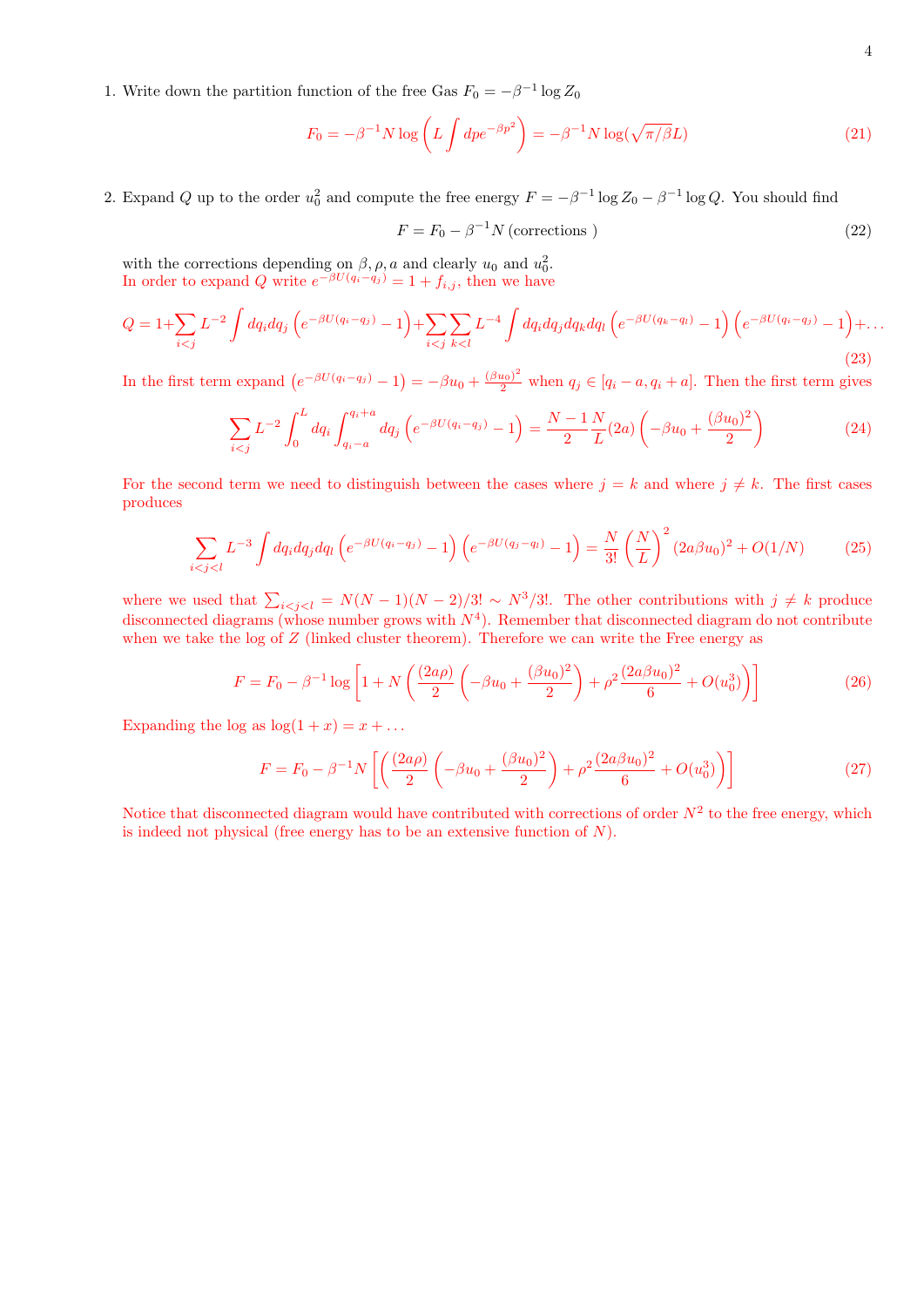1. Write down the partition function of the free Gas $F_0 = -\beta^{-1} \log Z_0$

$$F_0 = -\beta^{-1} N \log \left( L \int dp e^{-\beta p^2} \right) = -\beta^{-1} N \log(\sqrt{\pi/\beta} L) \tag{21}$$

2. Expand $Q$ up to the order $u_0^2$ and compute the free energy $F = -\beta^{-1} \log Z_0 - \beta^{-1} \log Q$. You should find

$$F = F_0 - \beta^{-1} N \,(\text{corrections }) \tag{22}$$

with the corrections depending on $\beta, \rho, a$ and clearly $u_0$ and $u_0^2$.
In order to expand $Q$ write $e^{-\beta U(q_i - q_j)} = 1 + f_{i,j}$, then we have

$$Q = 1 + \sum_{i<j} L^{-2} \int dq_i dq_j \left( e^{-\beta U(q_i - q_j)} - 1 \right) + \sum_{i<j} \sum_{k<l} L^{-4} \int dq_i dq_j dq_k dq_l \left( e^{-\beta U(q_k - q_l)} - 1 \right) \left( e^{-\beta U(q_i - q_j)} - 1 \right) + \dots \tag{23}$$

In the first term expand $\left( e^{-\beta U(q_i - q_j)} - 1 \right) = -\beta u_0 + \frac{(\beta u_0)^2}{2}$ when $q_j \in [q_i - a, q_i + a]$. Then the first term gives

$$\sum_{i<j} L^{-2} \int_0^L dq_i \int_{q_i - a}^{q_i + a} dq_j \left( e^{-\beta U(q_i - q_j)} - 1 \right) = \frac{N-1}{2} \frac{N}{L} (2a) \left( -\beta u_0 + \frac{(\beta u_0)^2}{2} \right) \tag{24}$$

For the second term we need to distinguish between the cases where $j = k$ and where $j \neq k$. The first cases produces

$$\sum_{i<j<l} L^{-3} \int dq_i dq_j dq_l \left( e^{-\beta U(q_i - q_j)} - 1 \right) \left( e^{-\beta U(q_j - q_l)} - 1 \right) = \frac{N}{3!} \left( \frac{N}{L} \right)^2 (2a\beta u_0)^2 + O(1/N) \tag{25}$$

where we used that $\sum_{i<j<l} = N(N-1)(N-2)/3! \sim N^3/3!$. The other contributions with $j \neq k$ produce disconnected diagrams (whose number grows with $N^4$). Remember that disconnected diagram do not contribute when we take the log of $Z$ (linked cluster theorem). Therefore we can write the Free energy as

$$F = F_0 - \beta^{-1} \log \left[ 1 + N \left( \frac{(2a\rho)}{2} \left( -\beta u_0 + \frac{(\beta u_0)^2}{2} \right) + \rho^2 \frac{(2a\beta u_0)^2}{6} + O(u_0^3) \right) \right] \tag{26}$$

Expanding the log as $\log(1+x) = x + \dots$

$$F = F_0 - \beta^{-1} N \left[ \left( \frac{(2a\rho)}{2} \left( -\beta u_0 + \frac{(\beta u_0)^2}{2} \right) + \rho^2 \frac{(2a\beta u_0)^2}{6} + O(u_0^3) \right) \right] \tag{27}$$

Notice that disconnected diagram would have contributed with corrections of order $N^2$ to the free energy, which is indeed not physical (free energy has to be an extensive function of $N$).